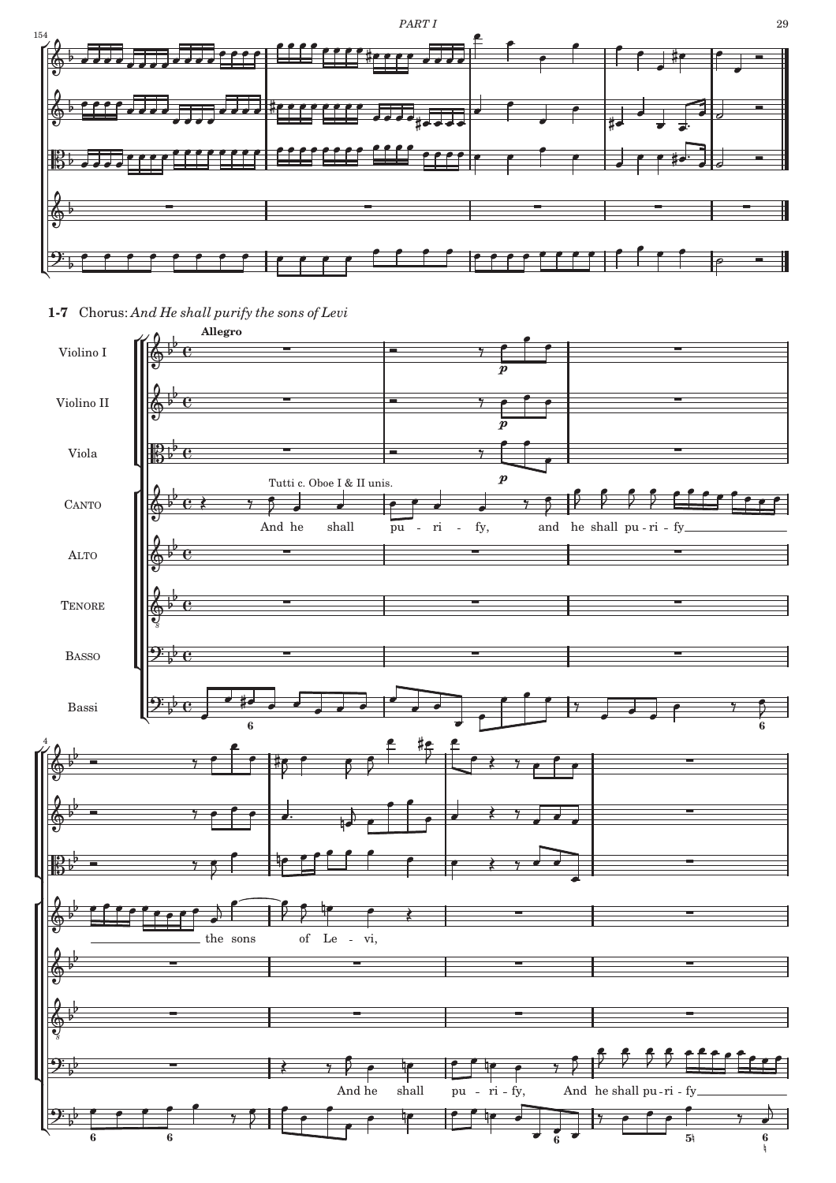## 1-7 Chorus: *And He shall purify the sons of Levi*

**Allegro**

Violino I

Violino II

Viola

CANTO — Tutti c. Oboe I & II unis.

And he shall pu - ri - fy, and he shall pu - ri - fy the sons of Le - vi,

ALTO

TENORE

BASSO

And he shall pu - ri - fy, And he shall pu - ri - fy

Bassi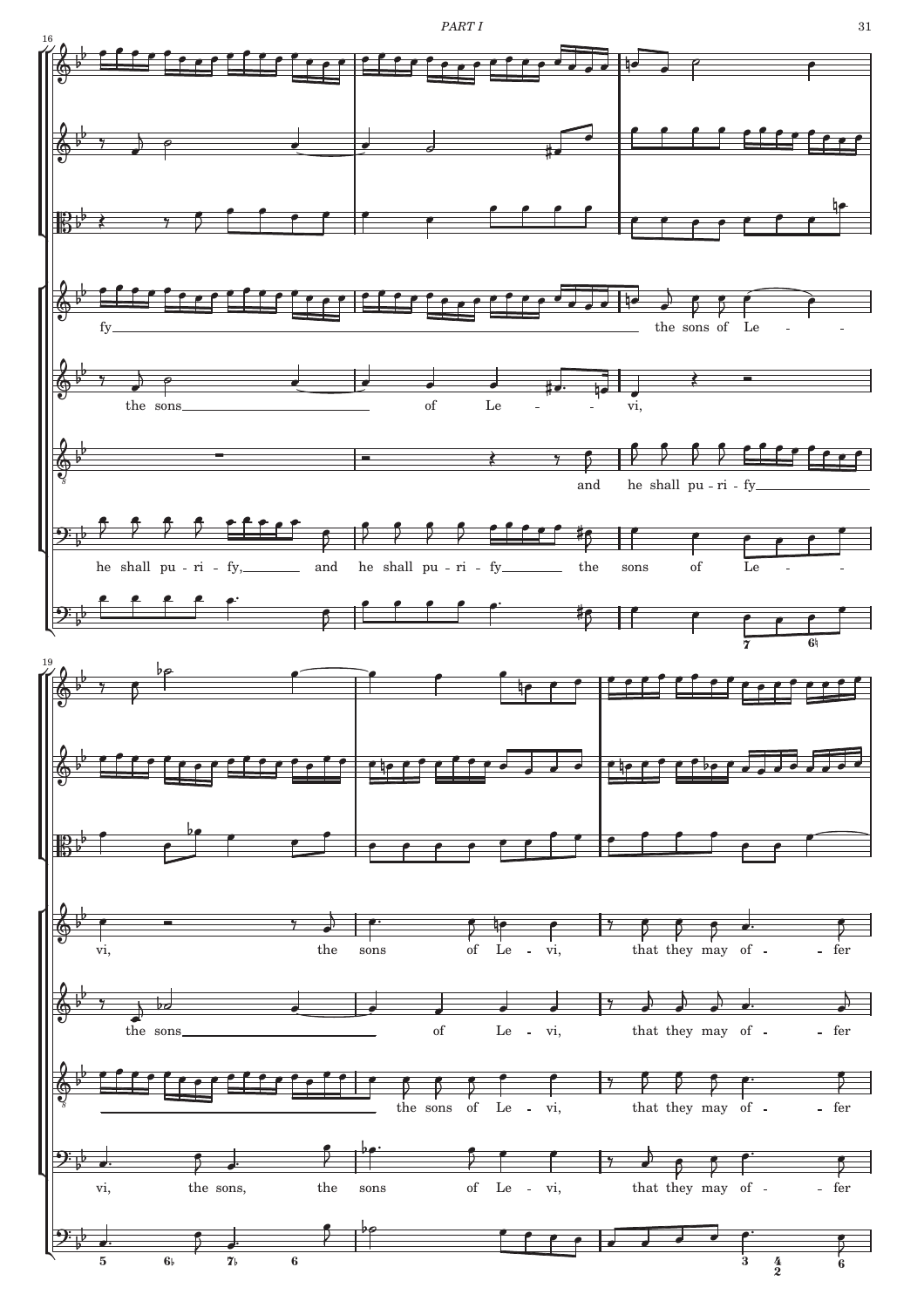fy the sons of Le -

the sons of Le - - vi,

and he shall pu - ri - fy

he shall pu - ri - fy, and he shall pu - ri - fy the sons of Le -

vi, the sons of Le - vi, that they may of - - fer

the sons of Le - vi, that they may of - - fer

the sons of Le - vi, that they may of - - fer

vi, the sons, the sons of Le - vi, that they may of - - fer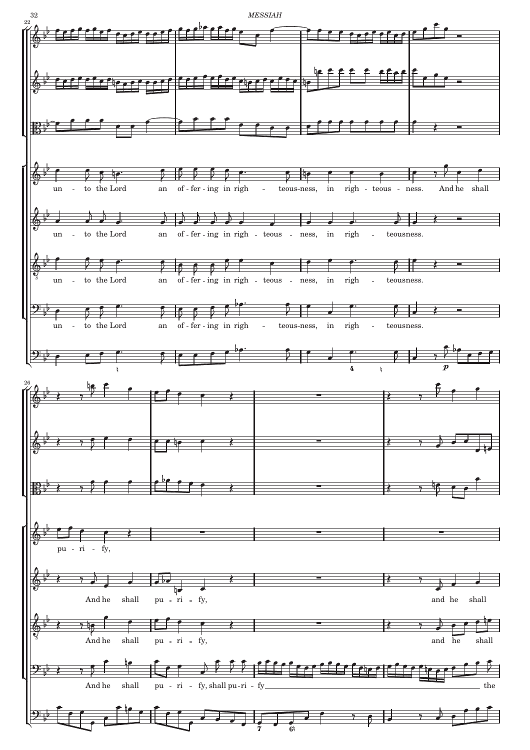un - to the Lord an of - fer - ing in righ - teous-ness, in righ - teous - ness. And he shall

un - to the Lord an of - fer - ing in righ - teous - ness, in righ - teousness.

un - to the Lord an of - fer - ing in righ - teous - ness, in righ - teousness.

un - to the Lord an of - fer - ing in righ - teous-ness, in righ - teousness.

pu - ri - fy,

And he shall pu - ri - fy, and he shall

And he shall pu - ri - fy, and he shall

And he shall pu - ri - fy, shall pu - ri - fy the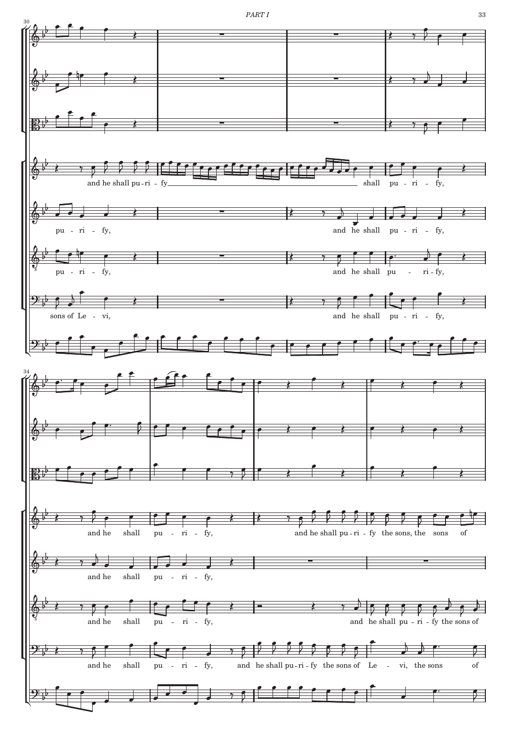and he shall pu-ri - fy shall pu-ri - fy,

pu - ri - fy, and he shall pu - ri - fy,

pu - ri - fy, and he shall pu - ri-fy,

sons of Le - vi, and he shall pu - ri - fy,

and he shall pu - ri - fy, and he shall pu-ri - fy the sons, the sons of

and he shall pu - ri - fy,

and he shall pu - ri - fy, and he shall pu - ri - fy the sons of

and he shall pu - ri - fy, and he shall pu-ri - fy the sons of Le - vi, the sons of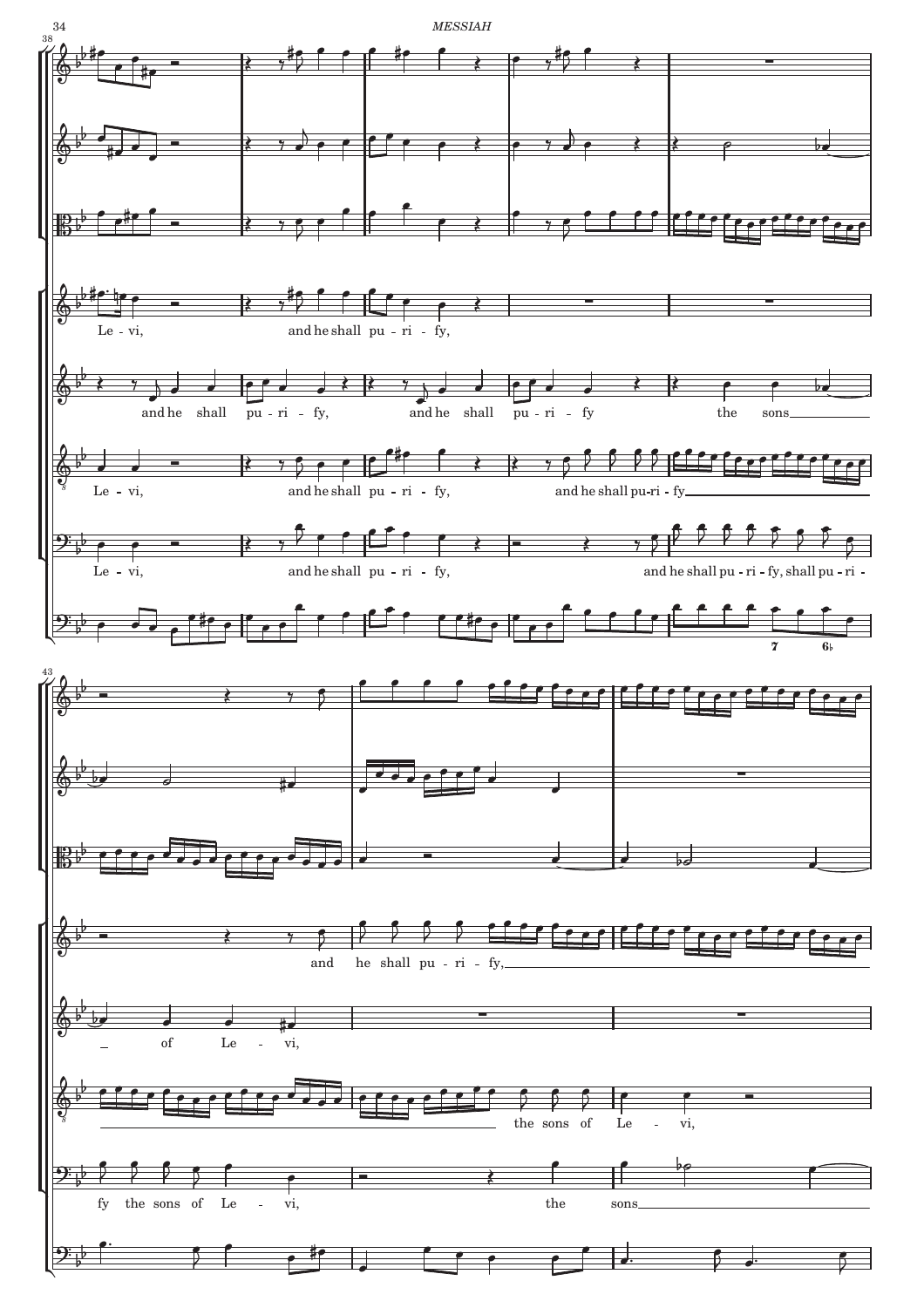Le - vi, and he shall pu - ri - fy,

and he shall pu - ri - fy, and he shall pu - ri - fy the sons of Le - vi,

Le - vi, and he shall pu - ri - fy, and he shall pu-ri - fy the sons of Le - vi,

Le - vi, and he shall pu - ri - fy, and he shall pu - ri - fy, shall pu - ri - fy the sons of Le - vi, the sons

and he shall pu - ri - fy,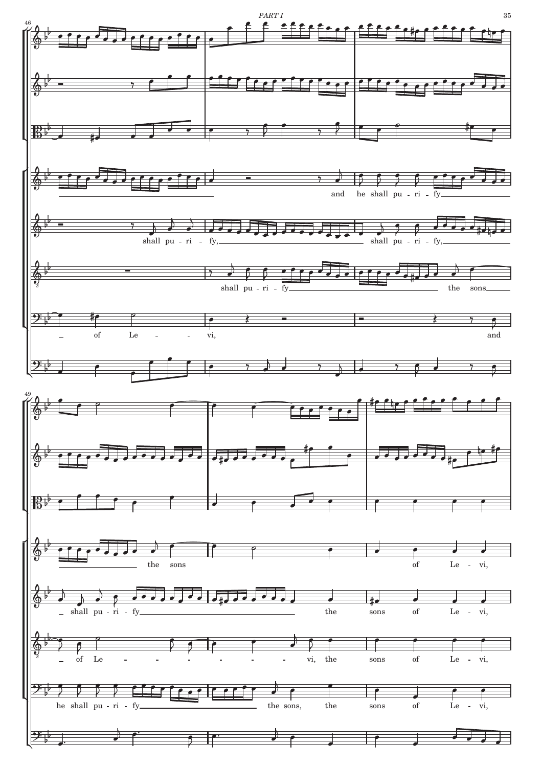and he shall pu - ri - fy the sons of Le - vi,

shall pu - ri - fy, shall pu - ri - fy, shall pu - ri - fy the sons of Le - vi,

shall pu - ri - fy the sons of Le - vi, the sons of Le - vi,

of Le - vi, and he shall pu - ri - fy the sons, the sons of Le - vi,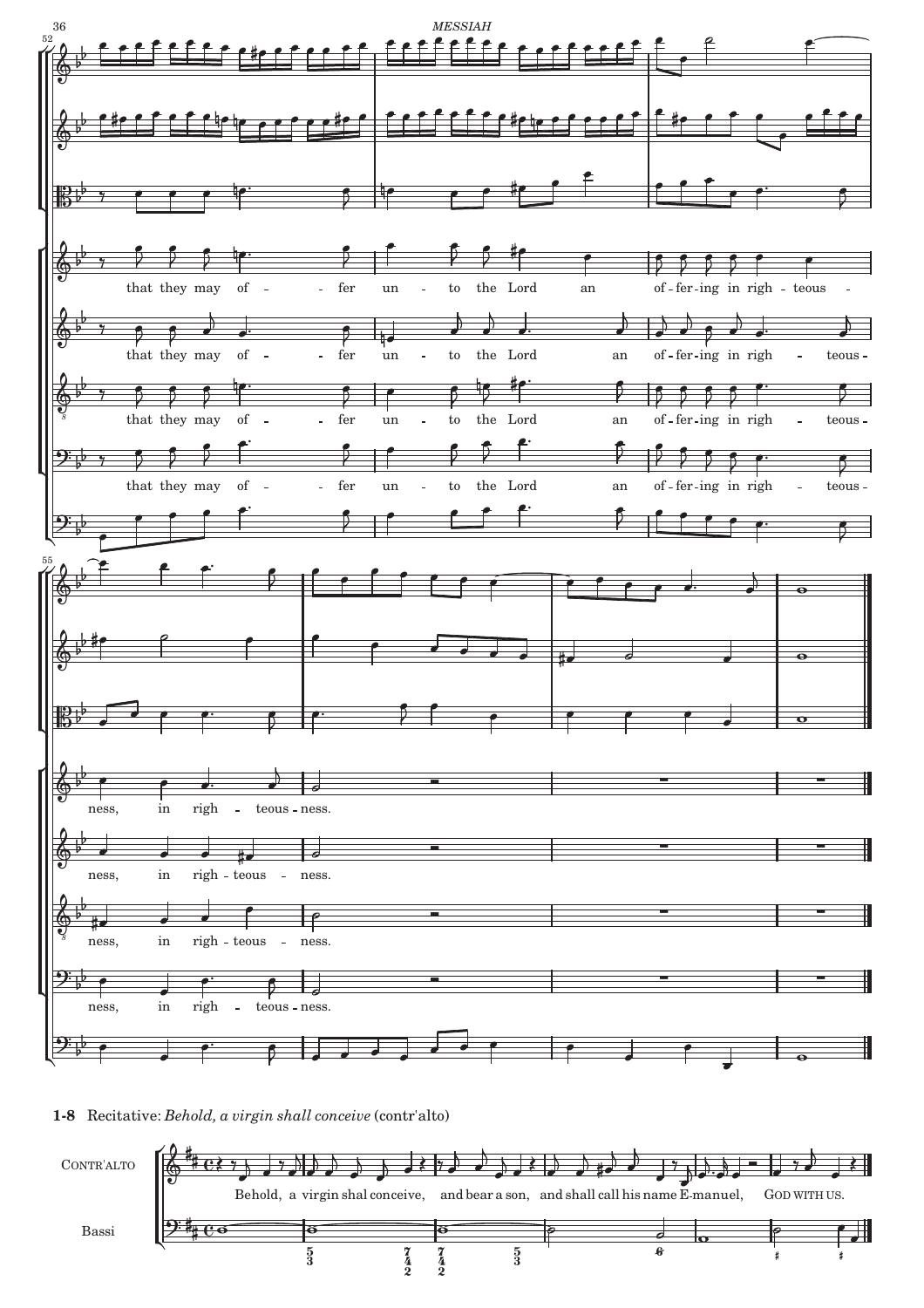that they may of - - fer un - to the Lord an of - fer - ing in righ - teous - ness, in righ - teous - ness.

**1-8** Recitative: *Behold, a virgin shall conceive* (contr'alto)

CONTR'ALTO

Behold, a virgin shal conceive, and bear a son, and shall call his name E-manuel, GOD WITH US.

Bassi